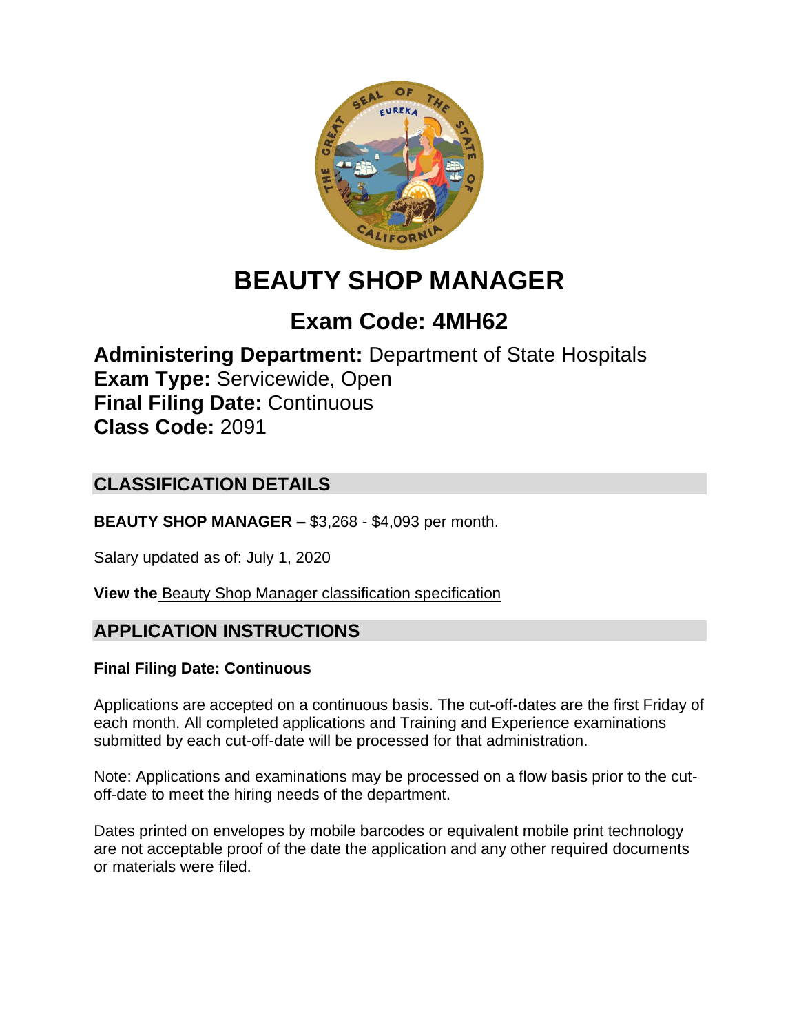# BEAUTY SHOP MANAGER

## Exam Code: 4MH62

**Administering Department:** Department of State Hospitals
**Exam Type:** Servicewide, Open
**Final Filing Date:** Continuous
**Class Code:** 2091

## CLASSIFICATION DETAILS

**BEAUTY SHOP MANAGER –** $3,268 - $4,093 per month.

Salary updated as of: July 1, 2020

**View the** Beauty Shop Manager classification specification

## APPLICATION INSTRUCTIONS

**Final Filing Date: Continuous**

Applications are accepted on a continuous basis. The cut-off-dates are the first Friday of each month. All completed applications and Training and Experience examinations submitted by each cut-off-date will be processed for that administration.

Note: Applications and examinations may be processed on a flow basis prior to the cut-off-date to meet the hiring needs of the department.

Dates printed on envelopes by mobile barcodes or equivalent mobile print technology are not acceptable proof of the date the application and any other required documents or materials were filed.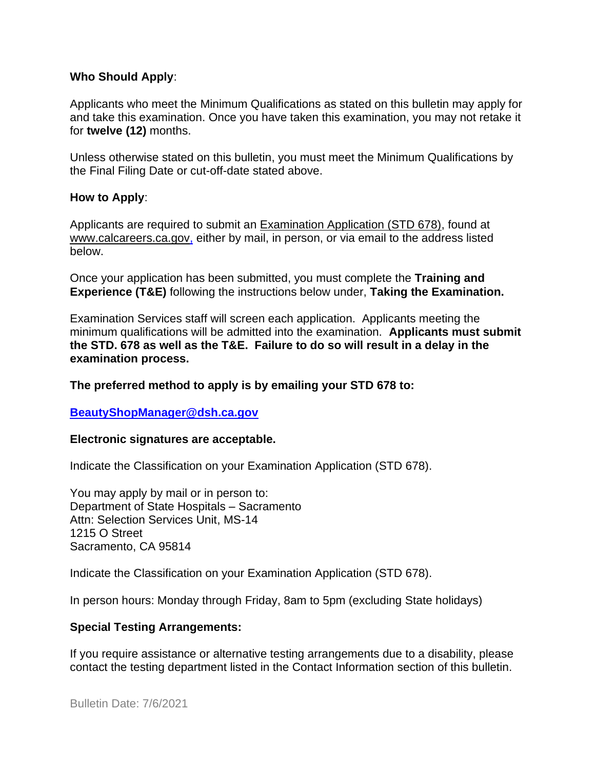**Who Should Apply**:

Applicants who meet the Minimum Qualifications as stated on this bulletin may apply for and take this examination. Once you have taken this examination, you may not retake it for **twelve (12)** months.

Unless otherwise stated on this bulletin, you must meet the Minimum Qualifications by the Final Filing Date or cut-off-date stated above.

**How to Apply**:

Applicants are required to submit an Examination Application (STD 678), found at www.calcareers.ca.gov, either by mail, in person, or via email to the address listed below.

Once your application has been submitted, you must complete the **Training and Experience (T&E)** following the instructions below under, **Taking the Examination.**

Examination Services staff will screen each application. Applicants meeting the minimum qualifications will be admitted into the examination. **Applicants must submit the STD. 678 as well as the T&E. Failure to do so will result in a delay in the examination process.**

**The preferred method to apply is by emailing your STD 678 to:**

**BeautyShopManager@dsh.ca.gov**

**Electronic signatures are acceptable.**

Indicate the Classification on your Examination Application (STD 678).

You may apply by mail or in person to:
Department of State Hospitals – Sacramento
Attn: Selection Services Unit, MS-14
1215 O Street
Sacramento, CA 95814

Indicate the Classification on your Examination Application (STD 678).

In person hours: Monday through Friday, 8am to 5pm (excluding State holidays)

**Special Testing Arrangements:**

If you require assistance or alternative testing arrangements due to a disability, please contact the testing department listed in the Contact Information section of this bulletin.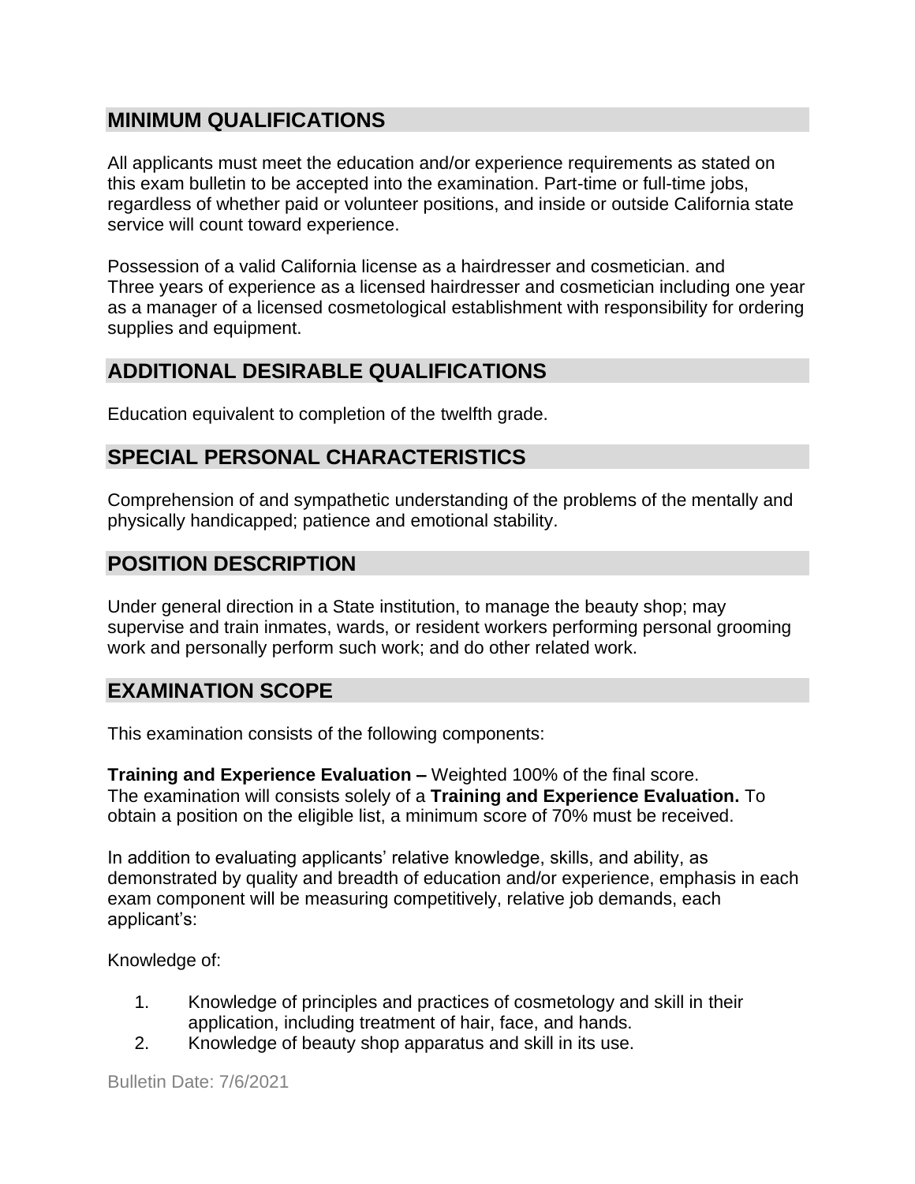## MINIMUM QUALIFICATIONS

All applicants must meet the education and/or experience requirements as stated on this exam bulletin to be accepted into the examination. Part-time or full-time jobs, regardless of whether paid or volunteer positions, and inside or outside California state service will count toward experience.

Possession of a valid California license as a hairdresser and cosmetician. and
Three years of experience as a licensed hairdresser and cosmetician including one year as a manager of a licensed cosmetological establishment with responsibility for ordering supplies and equipment.

## ADDITIONAL DESIRABLE QUALIFICATIONS

Education equivalent to completion of the twelfth grade.

## SPECIAL PERSONAL CHARACTERISTICS

Comprehension of and sympathetic understanding of the problems of the mentally and physically handicapped; patience and emotional stability.

## POSITION DESCRIPTION

Under general direction in a State institution, to manage the beauty shop; may supervise and train inmates, wards, or resident workers performing personal grooming work and personally perform such work; and do other related work.

## EXAMINATION SCOPE

This examination consists of the following components:

**Training and Experience Evaluation –** Weighted 100% of the final score.
The examination will consists solely of a **Training and Experience Evaluation.** To obtain a position on the eligible list, a minimum score of 70% must be received.

In addition to evaluating applicants' relative knowledge, skills, and ability, as demonstrated by quality and breadth of education and/or experience, emphasis in each exam component will be measuring competitively, relative job demands, each applicant's:

Knowledge of:

1. Knowledge of principles and practices of cosmetology and skill in their application, including treatment of hair, face, and hands.
2. Knowledge of beauty shop apparatus and skill in its use.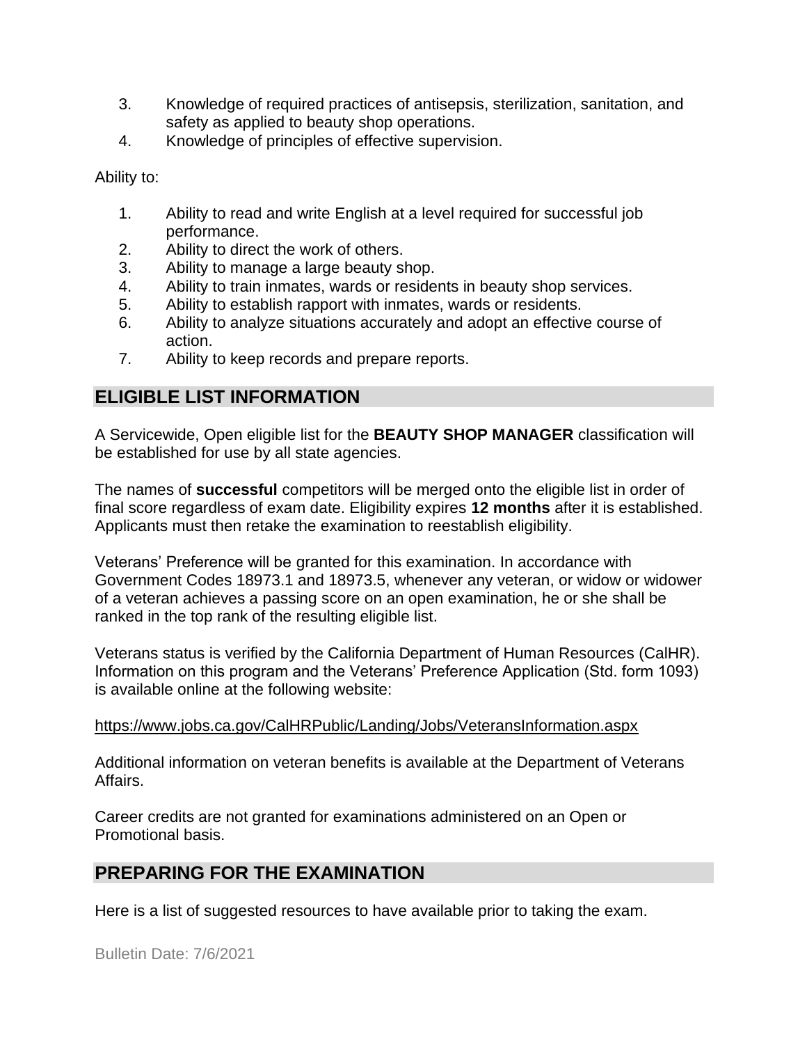3. Knowledge of required practices of antisepsis, sterilization, sanitation, and safety as applied to beauty shop operations.
4. Knowledge of principles of effective supervision.

Ability to:

1. Ability to read and write English at a level required for successful job performance.
2. Ability to direct the work of others.
3. Ability to manage a large beauty shop.
4. Ability to train inmates, wards or residents in beauty shop services.
5. Ability to establish rapport with inmates, wards or residents.
6. Ability to analyze situations accurately and adopt an effective course of action.
7. Ability to keep records and prepare reports.

## ELIGIBLE LIST INFORMATION

A Servicewide, Open eligible list for the **BEAUTY SHOP MANAGER** classification will be established for use by all state agencies.

The names of **successful** competitors will be merged onto the eligible list in order of final score regardless of exam date. Eligibility expires **12 months** after it is established. Applicants must then retake the examination to reestablish eligibility.

Veterans' Preference will be granted for this examination. In accordance with Government Codes 18973.1 and 18973.5, whenever any veteran, or widow or widower of a veteran achieves a passing score on an open examination, he or she shall be ranked in the top rank of the resulting eligible list.

Veterans status is verified by the California Department of Human Resources (CalHR). Information on this program and the Veterans' Preference Application (Std. form 1093) is available online at the following website:

https://www.jobs.ca.gov/CalHRPublic/Landing/Jobs/VeteransInformation.aspx

Additional information on veteran benefits is available at the Department of Veterans Affairs.

Career credits are not granted for examinations administered on an Open or Promotional basis.

## PREPARING FOR THE EXAMINATION

Here is a list of suggested resources to have available prior to taking the exam.

Bulletin Date: 7/6/2021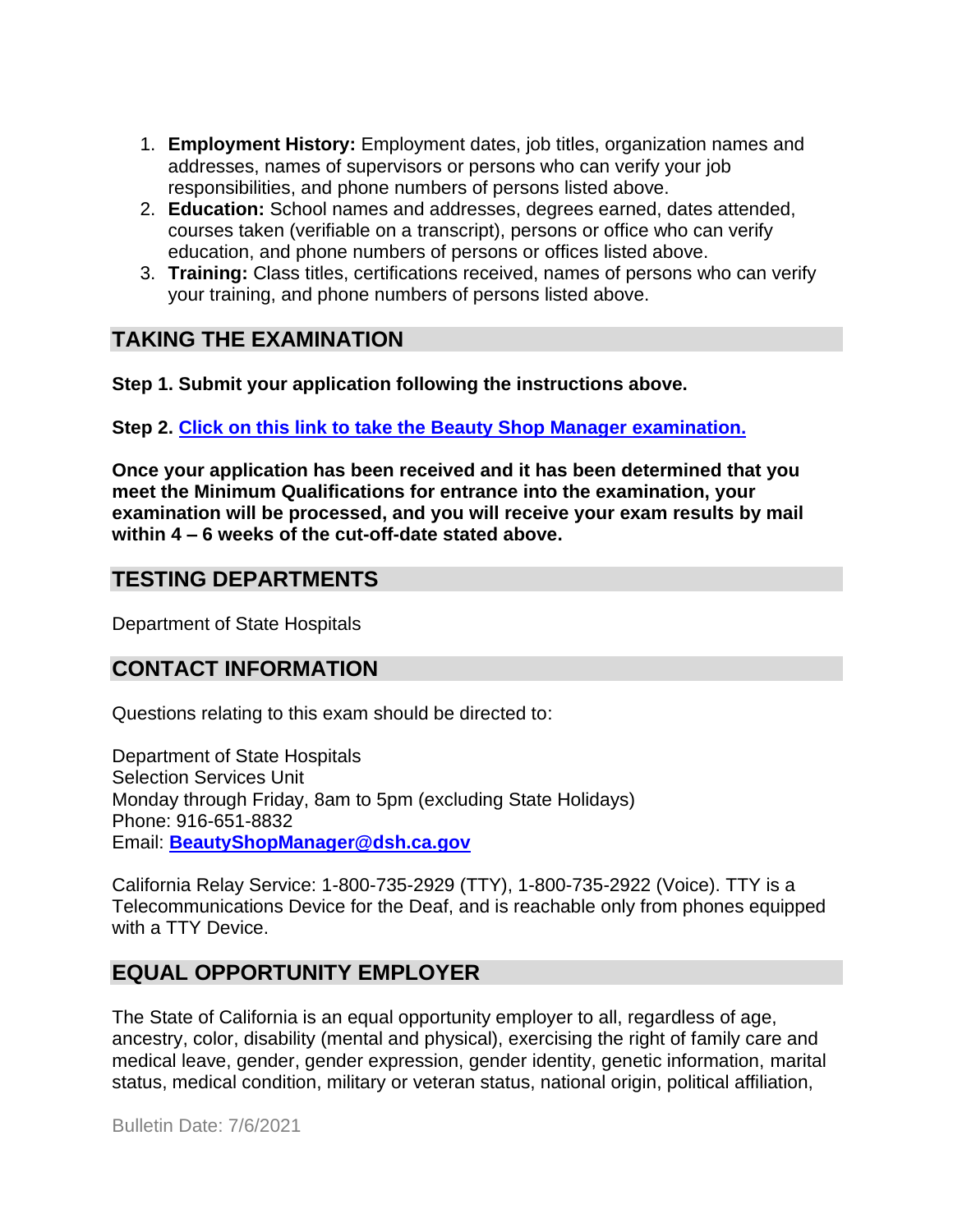1. **Employment History:** Employment dates, job titles, organization names and addresses, names of supervisors or persons who can verify your job responsibilities, and phone numbers of persons listed above.
2. **Education:** School names and addresses, degrees earned, dates attended, courses taken (verifiable on a transcript), persons or office who can verify education, and phone numbers of persons or offices listed above.
3. **Training:** Class titles, certifications received, names of persons who can verify your training, and phone numbers of persons listed above.

## TAKING THE EXAMINATION

**Step 1. Submit your application following the instructions above.**

**Step 2. Click on this link to take the Beauty Shop Manager examination.**

**Once your application has been received and it has been determined that you meet the Minimum Qualifications for entrance into the examination, your examination will be processed, and you will receive your exam results by mail within 4 – 6 weeks of the cut-off-date stated above.**

## TESTING DEPARTMENTS

Department of State Hospitals

## CONTACT INFORMATION

Questions relating to this exam should be directed to:

Department of State Hospitals
Selection Services Unit
Monday through Friday, 8am to 5pm (excluding State Holidays)
Phone: 916-651-8832
Email: **BeautyShopManager@dsh.ca.gov**

California Relay Service: 1-800-735-2929 (TTY), 1-800-735-2922 (Voice). TTY is a Telecommunications Device for the Deaf, and is reachable only from phones equipped with a TTY Device.

## EQUAL OPPORTUNITY EMPLOYER

The State of California is an equal opportunity employer to all, regardless of age, ancestry, color, disability (mental and physical), exercising the right of family care and medical leave, gender, gender expression, gender identity, genetic information, marital status, medical condition, military or veteran status, national origin, political affiliation,

Bulletin Date: 7/6/2021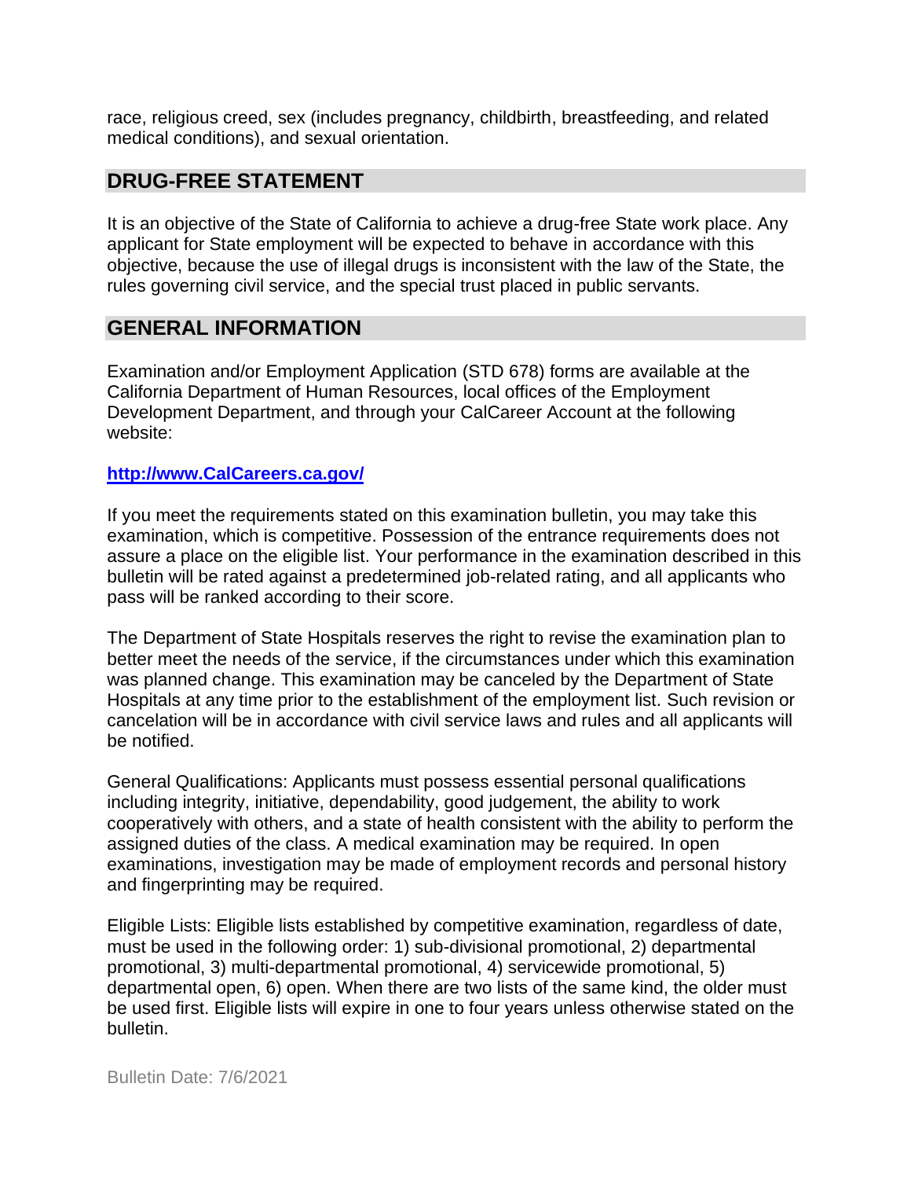race, religious creed, sex (includes pregnancy, childbirth, breastfeeding, and related medical conditions), and sexual orientation.

## DRUG-FREE STATEMENT

It is an objective of the State of California to achieve a drug-free State work place. Any applicant for State employment will be expected to behave in accordance with this objective, because the use of illegal drugs is inconsistent with the law of the State, the rules governing civil service, and the special trust placed in public servants.

## GENERAL INFORMATION

Examination and/or Employment Application (STD 678) forms are available at the California Department of Human Resources, local offices of the Employment Development Department, and through your CalCareer Account at the following website:

**http://www.CalCareers.ca.gov/**

If you meet the requirements stated on this examination bulletin, you may take this examination, which is competitive. Possession of the entrance requirements does not assure a place on the eligible list. Your performance in the examination described in this bulletin will be rated against a predetermined job-related rating, and all applicants who pass will be ranked according to their score.

The Department of State Hospitals reserves the right to revise the examination plan to better meet the needs of the service, if the circumstances under which this examination was planned change. This examination may be canceled by the Department of State Hospitals at any time prior to the establishment of the employment list. Such revision or cancelation will be in accordance with civil service laws and rules and all applicants will be notified.

General Qualifications: Applicants must possess essential personal qualifications including integrity, initiative, dependability, good judgement, the ability to work cooperatively with others, and a state of health consistent with the ability to perform the assigned duties of the class. A medical examination may be required. In open examinations, investigation may be made of employment records and personal history and fingerprinting may be required.

Eligible Lists: Eligible lists established by competitive examination, regardless of date, must be used in the following order: 1) sub-divisional promotional, 2) departmental promotional, 3) multi-departmental promotional, 4) servicewide promotional, 5) departmental open, 6) open. When there are two lists of the same kind, the older must be used first. Eligible lists will expire in one to four years unless otherwise stated on the bulletin.

Bulletin Date: 7/6/2021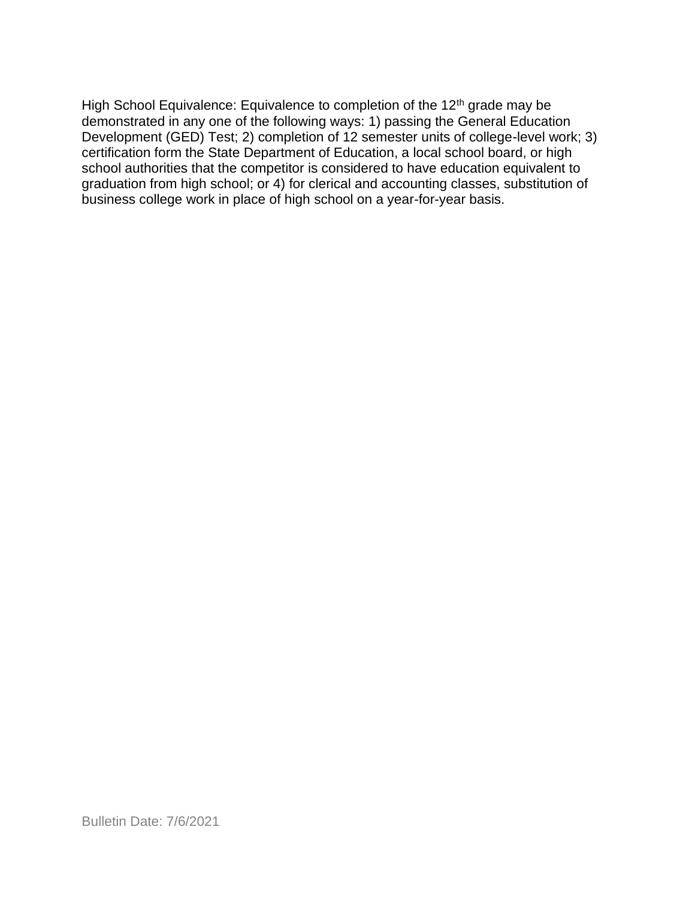High School Equivalence: Equivalence to completion of the 12th grade may be demonstrated in any one of the following ways: 1) passing the General Education Development (GED) Test; 2) completion of 12 semester units of college-level work; 3) certification form the State Department of Education, a local school board, or high school authorities that the competitor is considered to have education equivalent to graduation from high school; or 4) for clerical and accounting classes, substitution of business college work in place of high school on a year-for-year basis.

Bulletin Date: 7/6/2021